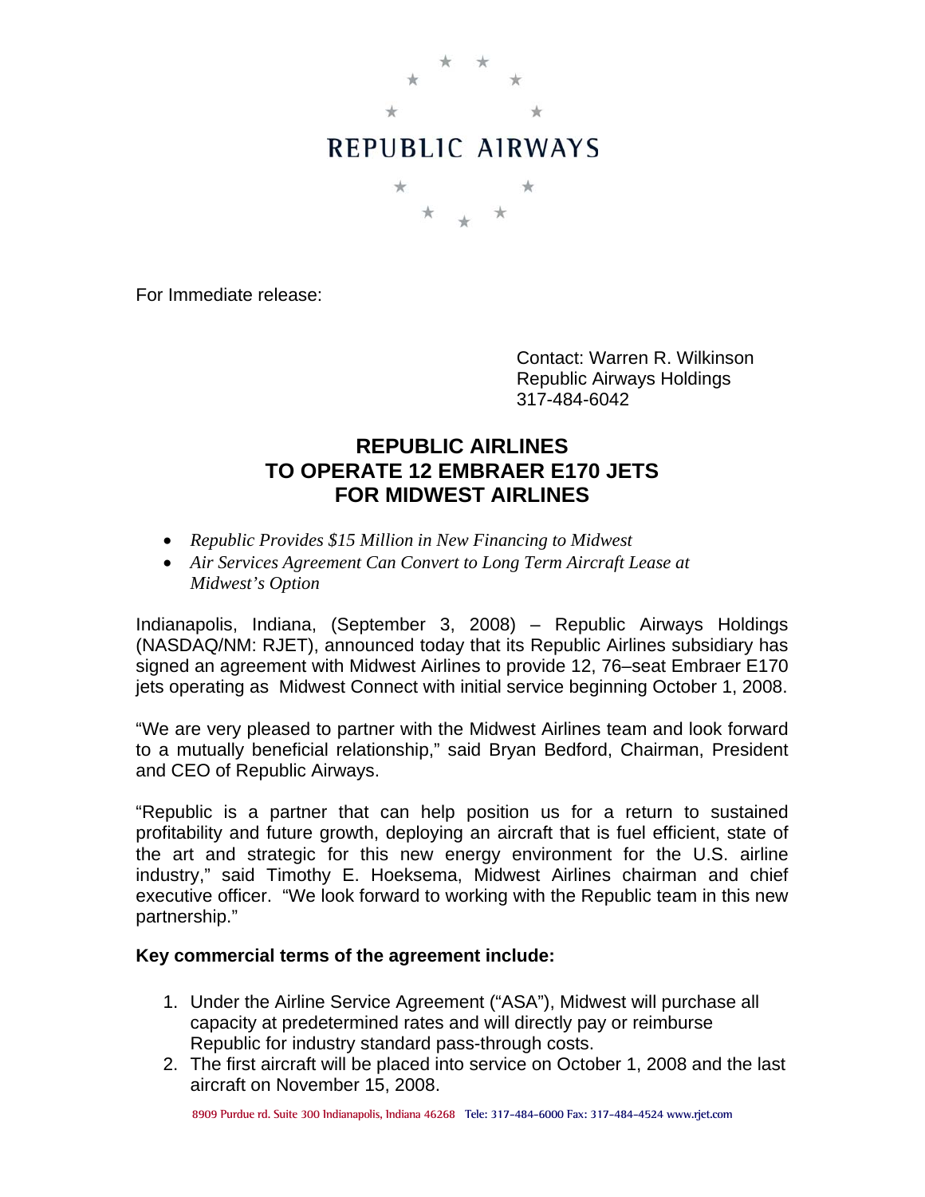REPUBLIC AIRWAYS

For Immediate release:

Contact: Warren R. Wilkinson
Republic Airways Holdings
317-484-6042

# REPUBLIC AIRLINES TO OPERATE 12 EMBRAER E170 JETS FOR MIDWEST AIRLINES

- *Republic Provides $15 Million in New Financing to Midwest*
- *Air Services Agreement Can Convert to Long Term Aircraft Lease at Midwest's Option*

Indianapolis, Indiana, (September 3, 2008) – Republic Airways Holdings (NASDAQ/NM: RJET), announced today that its Republic Airlines subsidiary has signed an agreement with Midwest Airlines to provide 12, 76–seat Embraer E170 jets operating as Midwest Connect with initial service beginning October 1, 2008.

"We are very pleased to partner with the Midwest Airlines team and look forward to a mutually beneficial relationship," said Bryan Bedford, Chairman, President and CEO of Republic Airways.

"Republic is a partner that can help position us for a return to sustained profitability and future growth, deploying an aircraft that is fuel efficient, state of the art and strategic for this new energy environment for the U.S. airline industry," said Timothy E. Hoeksema, Midwest Airlines chairman and chief executive officer. "We look forward to working with the Republic team in this new partnership."

**Key commercial terms of the agreement include:**

1. Under the Airline Service Agreement ("ASA"), Midwest will purchase all capacity at predetermined rates and will directly pay or reimburse Republic for industry standard pass-through costs.
2. The first aircraft will be placed into service on October 1, 2008 and the last aircraft on November 15, 2008.

8909 Purdue rd. Suite 300 Indianapolis, Indiana 46268 Tele: 317-484-6000 Fax: 317-484-4524 www.rjet.com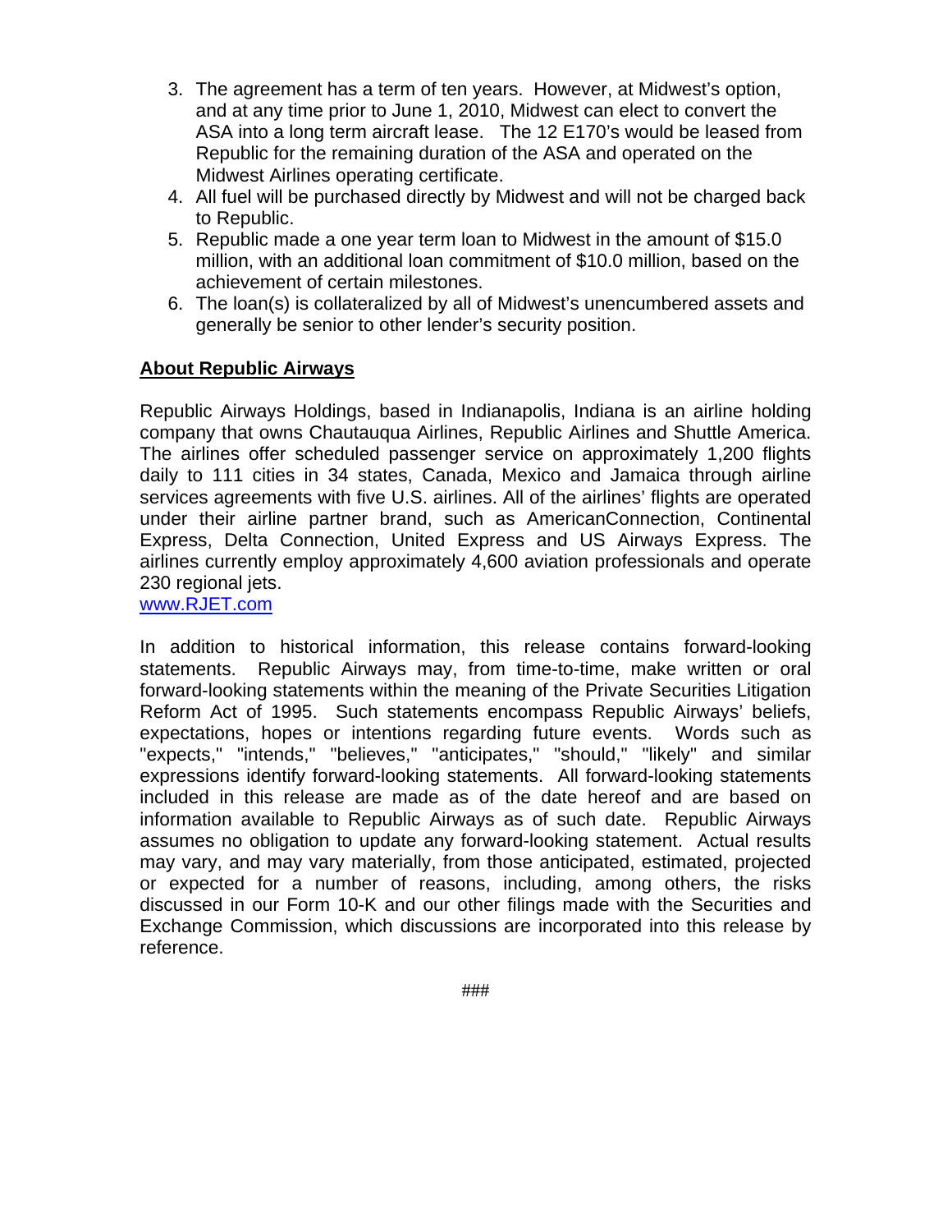3. The agreement has a term of ten years. However, at Midwest's option, and at any time prior to June 1, 2010, Midwest can elect to convert the ASA into a long term aircraft lease. The 12 E170's would be leased from Republic for the remaining duration of the ASA and operated on the Midwest Airlines operating certificate.
4. All fuel will be purchased directly by Midwest and will not be charged back to Republic.
5. Republic made a one year term loan to Midwest in the amount of $15.0 million, with an additional loan commitment of $10.0 million, based on the achievement of certain milestones.
6. The loan(s) is collateralized by all of Midwest's unencumbered assets and generally be senior to other lender's security position.

**About Republic Airways**

Republic Airways Holdings, based in Indianapolis, Indiana is an airline holding company that owns Chautauqua Airlines, Republic Airlines and Shuttle America. The airlines offer scheduled passenger service on approximately 1,200 flights daily to 111 cities in 34 states, Canada, Mexico and Jamaica through airline services agreements with five U.S. airlines. All of the airlines' flights are operated under their airline partner brand, such as AmericanConnection, Continental Express, Delta Connection, United Express and US Airways Express. The airlines currently employ approximately 4,600 aviation professionals and operate 230 regional jets.
www.RJET.com

In addition to historical information, this release contains forward-looking statements. Republic Airways may, from time-to-time, make written or oral forward-looking statements within the meaning of the Private Securities Litigation Reform Act of 1995. Such statements encompass Republic Airways' beliefs, expectations, hopes or intentions regarding future events. Words such as "expects," "intends," "believes," "anticipates," "should," "likely" and similar expressions identify forward-looking statements. All forward-looking statements included in this release are made as of the date hereof and are based on information available to Republic Airways as of such date. Republic Airways assumes no obligation to update any forward-looking statement. Actual results may vary, and may vary materially, from those anticipated, estimated, projected or expected for a number of reasons, including, among others, the risks discussed in our Form 10-K and our other filings made with the Securities and Exchange Commission, which discussions are incorporated into this release by reference.

###